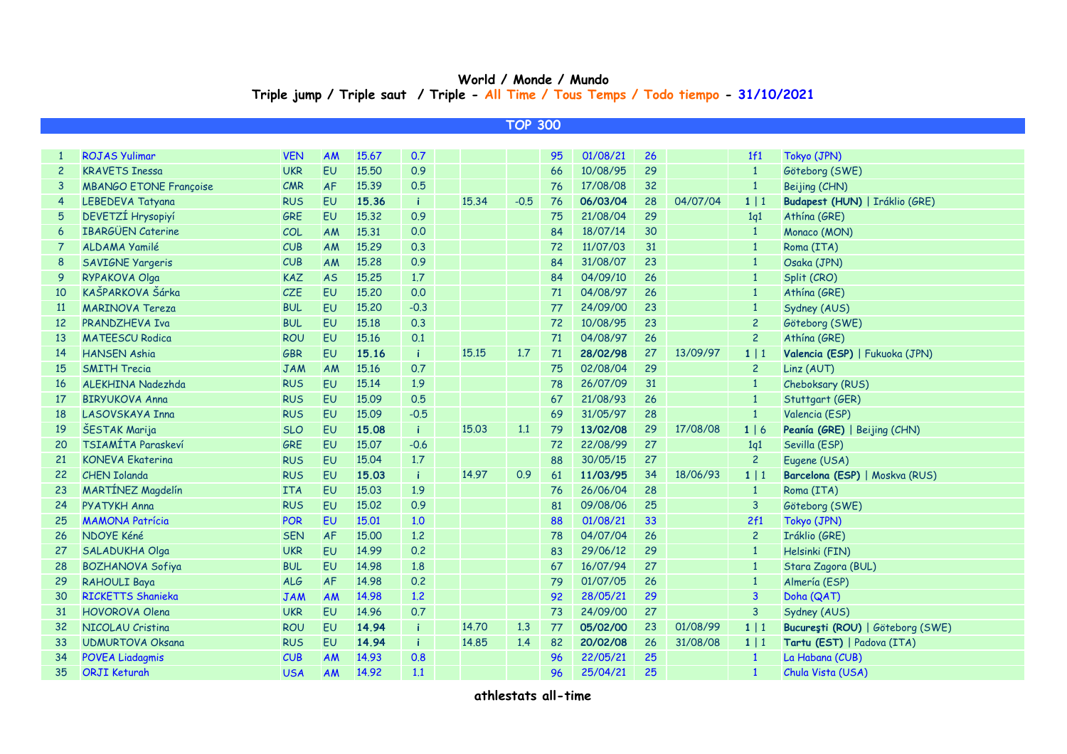# World / Monde / Mundo

## Triple jump / Triple saut / Triple - All Time / Tous Temps / Todo tiempo - 31/10/2021

### TOP 300

| | | | | | | | | | | | | | |
|---|---|---|---|---|---|---|---|---|---|---|---|---|---|
| 1 | ROJAS Yulimar | VEN | AM | 15.67 | 0.7 | | | 95 | 01/08/21 | 26 | | 1f1 | Tokyo (JPN) |
| 2 | KRAVETS Inessa | UKR | EU | 15.50 | 0.9 | | | 66 | 10/08/95 | 29 | | 1 | Göteborg (SWE) |
| 3 | MBANGO ETONE Françoise | CMR | AF | 15.39 | 0.5 | | | 76 | 17/08/08 | 32 | | 1 | Beijing (CHN) |
| 4 | LEBEDEVA Tatyana | RUS | EU | **15.36** | i | 15.34 | -0.5 | 76 | **06/03/04** | 28 | 04/07/04 | 1 \| 1 | **Budapest (HUN)** \| Iráklio (GRE) |
| 5 | DEVETZÍ Hrysopiyí | GRE | EU | 15.32 | 0.9 | | | 75 | 21/08/04 | 29 | | 1q1 | Athína (GRE) |
| 6 | IBARGÜEN Caterine | COL | AM | 15.31 | 0.0 | | | 84 | 18/07/14 | 30 | | 1 | Monaco (MON) |
| 7 | ALDAMA Yamilé | CUB | AM | 15.29 | 0.3 | | | 72 | 11/07/03 | 31 | | 1 | Roma (ITA) |
| 8 | SAVIGNE Yargeris | CUB | AM | 15.28 | 0.9 | | | 84 | 31/08/07 | 23 | | 1 | Osaka (JPN) |
| 9 | RYPAKOVA Olga | KAZ | AS | 15.25 | 1.7 | | | 84 | 04/09/10 | 26 | | 1 | Split (CRO) |
| 10 | KAŠPARKOVA Šárka | CZE | EU | 15.20 | 0.0 | | | 71 | 04/08/97 | 26 | | 1 | Athína (GRE) |
| 11 | MARINOVA Tereza | BUL | EU | 15.20 | -0.3 | | | 77 | 24/09/00 | 23 | | 1 | Sydney (AUS) |
| 12 | PRANDZHEVA Iva | BUL | EU | 15.18 | 0.3 | | | 72 | 10/08/95 | 23 | | 2 | Göteborg (SWE) |
| 13 | MATEESCU Rodica | ROU | EU | 15.16 | 0.1 | | | 71 | 04/08/97 | 26 | | 2 | Athína (GRE) |
| 14 | HANSEN Ashia | GBR | EU | **15.16** | i | 15.15 | 1.7 | 71 | **28/02/98** | 27 | 13/09/97 | 1 \| 1 | **Valencia (ESP)** \| Fukuoka (JPN) |
| 15 | SMITH Trecia | JAM | AM | 15.16 | 0.7 | | | 75 | 02/08/04 | 29 | | 2 | Linz (AUT) |
| 16 | ALEKHINA Nadezhda | RUS | EU | 15.14 | 1.9 | | | 78 | 26/07/09 | 31 | | 1 | Cheboksary (RUS) |
| 17 | BIRYUKOVA Anna | RUS | EU | 15.09 | 0.5 | | | 67 | 21/08/93 | 26 | | 1 | Stuttgart (GER) |
| 18 | LASOVSKAYA Inna | RUS | EU | 15.09 | -0.5 | | | 69 | 31/05/97 | 28 | | 1 | Valencia (ESP) |
| 19 | ŠESTAK Marija | SLO | EU | **15.08** | i | 15.03 | 1.1 | 79 | **13/02/08** | 29 | 17/08/08 | 1 \| 6 | **Peanía (GRE)** \| Beijing (CHN) |
| 20 | TSIAMÍTA Paraskeví | GRE | EU | 15.07 | -0.6 | | | 72 | 22/08/99 | 27 | | 1q1 | Sevilla (ESP) |
| 21 | KONEVA Ekaterina | RUS | EU | 15.04 | 1.7 | | | 88 | 30/05/15 | 27 | | 2 | Eugene (USA) |
| 22 | CHEN Iolanda | RUS | EU | **15.03** | i | 14.97 | 0.9 | 61 | **11/03/95** | 34 | 18/06/93 | 1 \| 1 | **Barcelona (ESP)** \| Moskva (RUS) |
| 23 | MARTÍNEZ Magdelín | ITA | EU | 15.03 | 1.9 | | | 76 | 26/06/04 | 28 | | 1 | Roma (ITA) |
| 24 | PYATYKH Anna | RUS | EU | 15.02 | 0.9 | | | 81 | 09/08/06 | 25 | | 3 | Göteborg (SWE) |
| 25 | MAMONA Patrícia | POR | EU | 15.01 | 1.0 | | | 88 | 01/08/21 | 33 | | 2f1 | Tokyo (JPN) |
| 26 | NDOYE Kéné | SEN | AF | 15.00 | 1.2 | | | 78 | 04/07/04 | 26 | | 2 | Iráklio (GRE) |
| 27 | SALADUKHA Olga | UKR | EU | 14.99 | 0.2 | | | 83 | 29/06/12 | 29 | | 1 | Helsinki (FIN) |
| 28 | BOZHANOVA Sofiya | BUL | EU | 14.98 | 1.8 | | | 67 | 16/07/94 | 27 | | 1 | Stara Zagora (BUL) |
| 29 | RAHOULI Baya | ALG | AF | 14.98 | 0.2 | | | 79 | 01/07/05 | 26 | | 1 | Almería (ESP) |
| 30 | RICKETTS Shanieka | JAM | AM | 14.98 | 1.2 | | | 92 | 28/05/21 | 29 | | 3 | Doha (QAT) |
| 31 | HOVOROVA Olena | UKR | EU | 14.96 | 0.7 | | | 73 | 24/09/00 | 27 | | 3 | Sydney (AUS) |
| 32 | NICOLAU Cristina | ROU | EU | **14.94** | i | 14.70 | 1.3 | 77 | **05/02/00** | 23 | 01/08/99 | 1 \| 1 | **Bucureşti (ROU)** \| Göteborg (SWE) |
| 33 | UDMURTOVA Oksana | RUS | EU | **14.94** | i | 14.85 | 1.4 | 82 | **20/02/08** | 26 | 31/08/08 | 1 \| 1 | **Tartu (EST)** \| Padova (ITA) |
| 34 | POVEA Liadagmis | CUB | AM | 14.93 | 0.8 | | | 96 | 22/05/21 | 25 | | 1 | La Habana (CUB) |
| 35 | ORJI Keturah | USA | AM | 14.92 | 1.1 | | | 96 | 25/04/21 | 25 | | 1 | Chula Vista (USA) |

athlestats all-time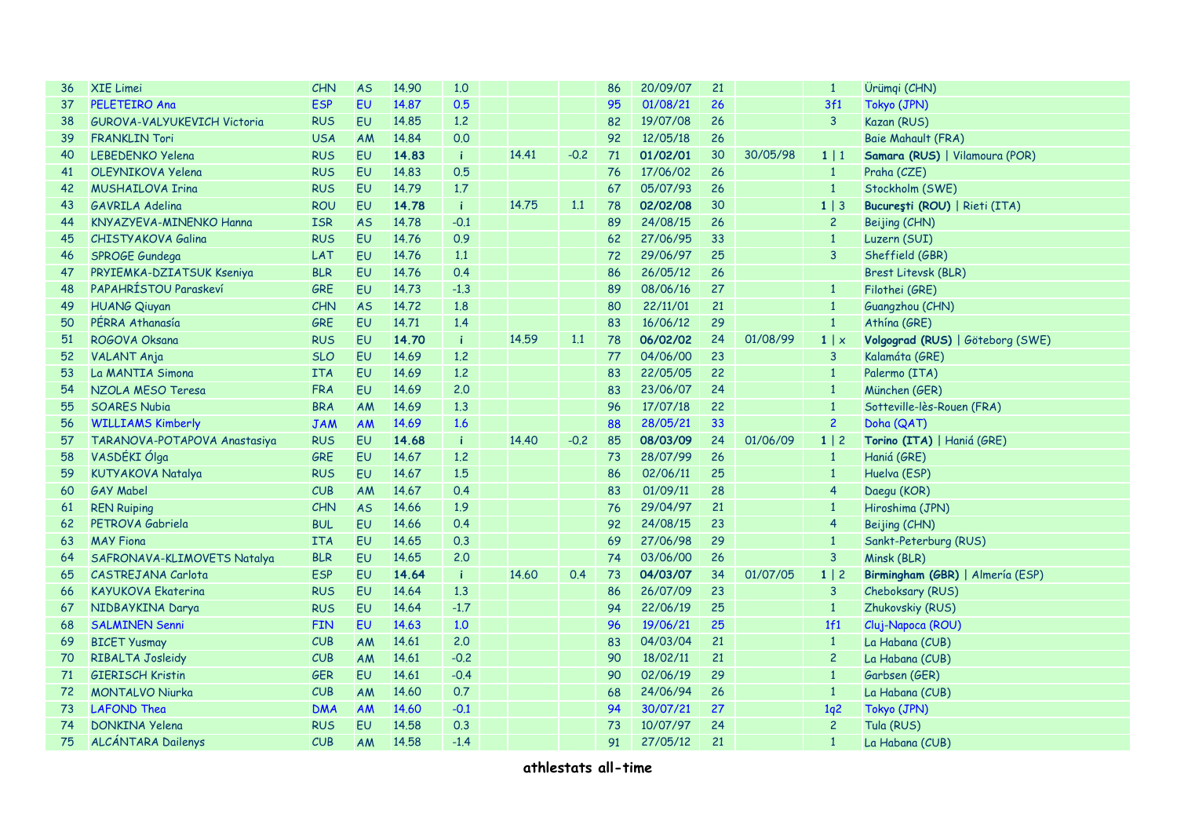| 36 | XIE Limei | CHN | AS | 14.90 | 1.0 | | | 86 | 20/09/07 | 21 | | 1 | Ürümqi (CHN) |
|---|---|---|---|---|---|---|---|---|---|---|---|---|---|
| 37 | PELETEIRO Ana | ESP | EU | 14.87 | 0.5 | | | 95 | 01/08/21 | 26 | | 3f1 | Tokyo (JPN) |
| 38 | GUROVA-VALYUKEVICH Victoria | RUS | EU | 14.85 | 1.2 | | | 82 | 19/07/08 | 26 | | 3 | Kazan (RUS) |
| 39 | FRANKLIN Tori | USA | AM | 14.84 | 0.0 | | | 92 | 12/05/18 | 26 | | | Baie Mahault (FRA) |
| 40 | LEBEDENKO Yelena | RUS | EU | **14.83** | i | 14.41 | -0.2 | 71 | **01/02/01** | 30 | 30/05/98 | 1 \| 1 | **Samara (RUS)** \| Vilamoura (POR) |
| 41 | OLEYNIKOVA Yelena | RUS | EU | 14.83 | 0.5 | | | 76 | 17/06/02 | 26 | | 1 | Praha (CZE) |
| 42 | MUSHAILOVA Irina | RUS | EU | 14.79 | 1.7 | | | 67 | 05/07/93 | 26 | | 1 | Stockholm (SWE) |
| 43 | GAVRILA Adelina | ROU | EU | **14.78** | i | 14.75 | 1.1 | 78 | **02/02/08** | 30 | | 1 \| 3 | **Bucureşti (ROU)** \| Rieti (ITA) |
| 44 | KNYAZYEVA-MINENKO Hanna | ISR | AS | 14.78 | -0.1 | | | 89 | 24/08/15 | 26 | | 2 | Beijing (CHN) |
| 45 | CHISTYAKOVA Galina | RUS | EU | 14.76 | 0.9 | | | 62 | 27/06/95 | 33 | | 1 | Luzern (SUI) |
| 46 | SPROGE Gundega | LAT | EU | 14.76 | 1.1 | | | 72 | 29/06/97 | 25 | | 3 | Sheffield (GBR) |
| 47 | PRYIEMKA-DZIATSUK Kseniya | BLR | EU | 14.76 | 0.4 | | | 86 | 26/05/12 | 26 | | | Brest Litevsk (BLR) |
| 48 | PAPAHRÍSTOU Paraskeví | GRE | EU | 14.73 | -1.3 | | | 89 | 08/06/16 | 27 | | 1 | Filothei (GRE) |
| 49 | HUANG Qiuyan | CHN | AS | 14.72 | 1.8 | | | 80 | 22/11/01 | 21 | | 1 | Guangzhou (CHN) |
| 50 | PÉRRA Athanasía | GRE | EU | 14.71 | 1.4 | | | 83 | 16/06/12 | 29 | | 1 | Athína (GRE) |
| 51 | ROGOVA Oksana | RUS | EU | **14.70** | i | 14.59 | 1.1 | 78 | **06/02/02** | 24 | 01/08/99 | 1 \| x | **Volgograd (RUS)** \| Göteborg (SWE) |
| 52 | VALANT Anja | SLO | EU | 14.69 | 1.2 | | | 77 | 04/06/00 | 23 | | 3 | Kalamáta (GRE) |
| 53 | La MANTIA Simona | ITA | EU | 14.69 | 1.2 | | | 83 | 22/05/05 | 22 | | 1 | Palermo (ITA) |
| 54 | NZOLA MESO Teresa | FRA | EU | 14.69 | 2.0 | | | 83 | 23/06/07 | 24 | | 1 | München (GER) |
| 55 | SOARES Nubia | BRA | AM | 14.69 | 1.3 | | | 96 | 17/07/18 | 22 | | 1 | Sotteville-lès-Rouen (FRA) |
| 56 | WILLIAMS Kimberly | JAM | AM | 14.69 | 1.6 | | | 88 | 28/05/21 | 33 | | 2 | Doha (QAT) |
| 57 | TARANOVA-POTAPOVA Anastasiya | RUS | EU | **14.68** | i | 14.40 | -0.2 | 85 | **08/03/09** | 24 | 01/06/09 | 1 \| 2 | **Torino (ITA)** \| Haniá (GRE) |
| 58 | VASDÉKI Ólga | GRE | EU | 14.67 | 1.2 | | | 73 | 28/07/99 | 26 | | 1 | Haniá (GRE) |
| 59 | KUTYAKOVA Natalya | RUS | EU | 14.67 | 1.5 | | | 86 | 02/06/11 | 25 | | 1 | Huelva (ESP) |
| 60 | GAY Mabel | CUB | AM | 14.67 | 0.4 | | | 83 | 01/09/11 | 28 | | 4 | Daegu (KOR) |
| 61 | REN Ruiping | CHN | AS | 14.66 | 1.9 | | | 76 | 29/04/97 | 21 | | 1 | Hiroshima (JPN) |
| 62 | PETROVA Gabriela | BUL | EU | 14.66 | 0.4 | | | 92 | 24/08/15 | 23 | | 4 | Beijing (CHN) |
| 63 | MAY Fiona | ITA | EU | 14.65 | 0.3 | | | 69 | 27/06/98 | 29 | | 1 | Sankt-Peterburg (RUS) |
| 64 | SAFRONAVA-KLIMOVETS Natalya | BLR | EU | 14.65 | 2.0 | | | 74 | 03/06/00 | 26 | | 3 | Minsk (BLR) |
| 65 | CASTREJANA Carlota | ESP | EU | **14.64** | i | 14.60 | 0.4 | 73 | **04/03/07** | 34 | 01/07/05 | 1 \| 2 | **Birmingham (GBR)** \| Almería (ESP) |
| 66 | KAYUKOVA Ekaterina | RUS | EU | 14.64 | 1.3 | | | 86 | 26/07/09 | 23 | | 3 | Cheboksary (RUS) |
| 67 | NIDBAYKINA Darya | RUS | EU | 14.64 | -1.7 | | | 94 | 22/06/19 | 25 | | 1 | Zhukovskiy (RUS) |
| 68 | SALMINEN Senni | FIN | EU | 14.63 | 1.0 | | | 96 | 19/06/21 | 25 | | 1f1 | Cluj-Napoca (ROU) |
| 69 | BICET Yusmay | CUB | AM | 14.61 | 2.0 | | | 83 | 04/03/04 | 21 | | 1 | La Habana (CUB) |
| 70 | RIBALTA Josleidy | CUB | AM | 14.61 | -0.2 | | | 90 | 18/02/11 | 21 | | 2 | La Habana (CUB) |
| 71 | GIERISCH Kristin | GER | EU | 14.61 | -0.4 | | | 90 | 02/06/19 | 29 | | 1 | Garbsen (GER) |
| 72 | MONTALVO Niurka | CUB | AM | 14.60 | 0.7 | | | 68 | 24/06/94 | 26 | | 1 | La Habana (CUB) |
| 73 | LAFOND Thea | DMA | AM | 14.60 | -0.1 | | | 94 | 30/07/21 | 27 | | 1q2 | Tokyo (JPN) |
| 74 | DONKINA Yelena | RUS | EU | 14.58 | 0.3 | | | 73 | 10/07/97 | 24 | | 2 | Tula (RUS) |
| 75 | ALCÁNTARA Dailenys | CUB | AM | 14.58 | -1.4 | | | 91 | 27/05/12 | 21 | | 1 | La Habana (CUB) |

**athlestats all-time**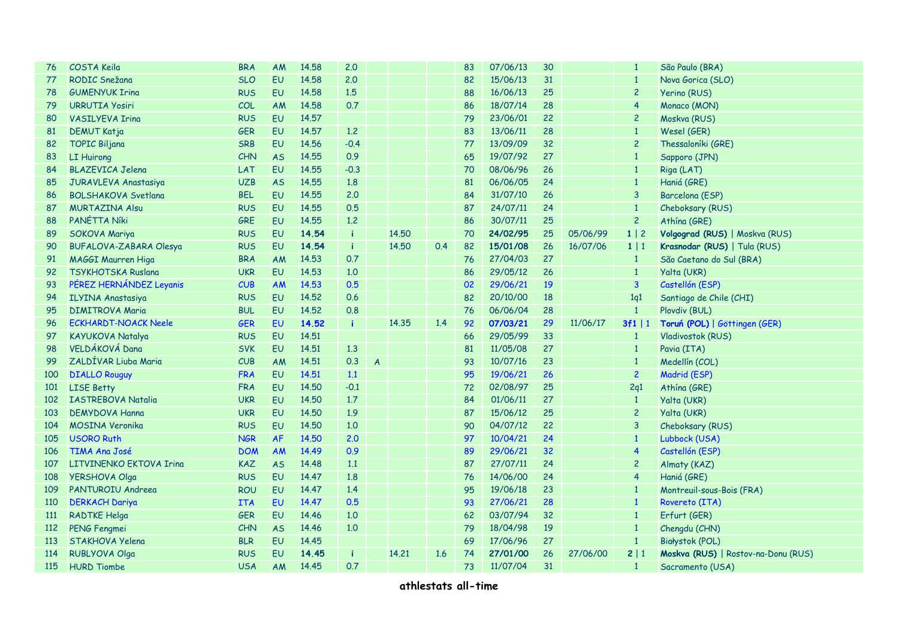| | | | | | | | | | | | | | | |
|---|---|---|---|---|---|---|---|---|---|---|---|---|---|---|
| 76 | COSTA Keila | BRA | AM | 14.58 | 2.0 | | | | 83 | 07/06/13 | 30 | | 1 | São Paulo (BRA) |
| 77 | RODIC Snežana | SLO | EU | 14.58 | 2.0 | | | | 82 | 15/06/13 | 31 | | 1 | Nova Gorica (SLO) |
| 78 | GUMENYUK Irina | RUS | EU | 14.58 | 1.5 | | | | 88 | 16/06/13 | 25 | | 2 | Yerino (RUS) |
| 79 | URRUTIA Yosiri | COL | AM | 14.58 | 0.7 | | | | 86 | 18/07/14 | 28 | | 4 | Monaco (MON) |
| 80 | VASILYEVA Irina | RUS | EU | 14.57 | | | | | 79 | 23/06/01 | 22 | | 2 | Moskva (RUS) |
| 81 | DEMUT Katja | GER | EU | 14.57 | 1.2 | | | | 83 | 13/06/11 | 28 | | 1 | Wesel (GER) |
| 82 | TOPIC Biljana | SRB | EU | 14.56 | -0.4 | | | | 77 | 13/09/09 | 32 | | 2 | Thessaloníki (GRE) |
| 83 | LI Huirong | CHN | AS | 14.55 | 0.9 | | | | 65 | 19/07/92 | 27 | | 1 | Sapporo (JPN) |
| 84 | BLAZEVICA Jelena | LAT | EU | 14.55 | -0.3 | | | | 70 | 08/06/96 | 26 | | 1 | Riga (LAT) |
| 85 | JURAVLEVA Anastasiya | UZB | AS | 14.55 | 1.8 | | | | 81 | 06/06/05 | 24 | | 1 | Haniá (GRE) |
| 86 | BOLSHAKOVA Svetlana | BEL | EU | 14.55 | 2.0 | | | | 84 | 31/07/10 | 26 | | 3 | Barcelona (ESP) |
| 87 | MURTAZINA Alsu | RUS | EU | 14.55 | 0.5 | | | | 87 | 24/07/11 | 24 | | 1 | Cheboksary (RUS) |
| 88 | PANÉTTA Níki | GRE | EU | 14.55 | 1.2 | | | | 86 | 30/07/11 | 25 | | 2 | Athína (GRE) |
| 89 | SOKOVA Mariya | RUS | EU | **14.54** | i | | 14.50 | | 70 | **24/02/95** | 25 | 05/06/99 | **1** \| 2 | **Volgograd (RUS)** \| Moskva (RUS) |
| 90 | BUFALOVA-ZABARA Olesya | RUS | EU | **14.54** | i | | 14.50 | 0.4 | 82 | **15/01/08** | 26 | 16/07/06 | **1** \| 1 | **Krasnodar (RUS)** \| Tula (RUS) |
| 91 | MAGGI Maurren Higa | BRA | AM | 14.53 | 0.7 | | | | 76 | 27/04/03 | 27 | | 1 | São Caetano do Sul (BRA) |
| 92 | TSYKHOTSKA Ruslana | UKR | EU | 14.53 | 1.0 | | | | 86 | 29/05/12 | 26 | | 1 | Yalta (UKR) |
| 93 | PÉREZ HERNÁNDEZ Leyanis | CUB | AM | 14.53 | 0.5 | | | | 02 | 29/06/21 | 19 | | 3 | Castellón (ESP) |
| 94 | ILYINA Anastasiya | RUS | EU | 14.52 | 0.6 | | | | 82 | 20/10/00 | 18 | | 1q1 | Santiago de Chile (CHI) |
| 95 | DIMITROVA Maria | BUL | EU | 14.52 | 0.8 | | | | 76 | 06/06/04 | 28 | | 1 | Plovdiv (BUL) |
| 96 | ECKHARDT-NOACK Neele | GER | EU | **14.52** | i | | 14.35 | 1.4 | 92 | **07/03/21** | 29 | 11/06/17 | **3f1** \| 1 | **Toruń (POL)** \| Göttingen (GER) |
| 97 | KAYUKOVA Natalya | RUS | EU | 14.51 | | | | | 66 | 29/05/99 | 33 | | 1 | Vladivostok (RUS) |
| 98 | VELDÁKOVÁ Dana | SVK | EU | 14.51 | 1.3 | | | | 81 | 11/05/08 | 27 | | 1 | Pavia (ITA) |
| 99 | ZALDÍVAR Liuba Maria | CUB | AM | 14.51 | 0.3 | A | | | 93 | 10/07/16 | 23 | | 1 | Medellín (COL) |
| 100 | DIALLO Rouguy | FRA | EU | 14.51 | 1.1 | | | | 95 | 19/06/21 | 26 | | 2 | Madrid (ESP) |
| 101 | LISE Betty | FRA | EU | 14.50 | -0.1 | | | | 72 | 02/08/97 | 25 | | 2q1 | Athína (GRE) |
| 102 | IASTREBOVA Natalia | UKR | EU | 14.50 | 1.7 | | | | 84 | 01/06/11 | 27 | | 1 | Yalta (UKR) |
| 103 | DEMYDOVA Hanna | UKR | EU | 14.50 | 1.9 | | | | 87 | 15/06/12 | 25 | | 2 | Yalta (UKR) |
| 104 | MOSINA Veronika | RUS | EU | 14.50 | 1.0 | | | | 90 | 04/07/12 | 22 | | 3 | Cheboksary (RUS) |
| 105 | USORO Ruth | NGR | AF | 14.50 | 2.0 | | | | 97 | 10/04/21 | 24 | | 1 | Lubbock (USA) |
| 106 | TIMA Ana José | DOM | AM | 14.49 | 0.9 | | | | 89 | 29/06/21 | 32 | | 4 | Castellón (ESP) |
| 107 | LITVINENKO EKTOVA Irina | KAZ | AS | 14.48 | 1.1 | | | | 87 | 27/07/11 | 24 | | 2 | Almaty (KAZ) |
| 108 | YERSHOVA Olga | RUS | EU | 14.47 | 1.8 | | | | 76 | 14/06/00 | 24 | | 4 | Haniá (GRE) |
| 109 | PANTUROIU Andreea | ROU | EU | 14.47 | 1.4 | | | | 95 | 19/06/18 | 23 | | 1 | Montreuil-sous-Bois (FRA) |
| 110 | DERKACH Dariya | ITA | EU | 14.47 | 0.5 | | | | 93 | 27/06/21 | 28 | | 1 | Rovereto (ITA) |
| 111 | RADTKE Helga | GER | EU | 14.46 | 1.0 | | | | 62 | 03/07/94 | 32 | | 1 | Erfurt (GER) |
| 112 | PENG Fengmei | CHN | AS | 14.46 | 1.0 | | | | 79 | 18/04/98 | 19 | | 1 | Chengdu (CHN) |
| 113 | STAKHOVA Yelena | BLR | EU | 14.45 | | | | | 69 | 17/06/96 | 27 | | 1 | Białystok (POL) |
| 114 | RUBLYOVA Olga | RUS | EU | **14.45** | i | | 14.21 | 1.6 | 74 | **27/01/00** | 26 | 27/06/00 | **2** \| 1 | **Moskva (RUS)** \| Rostov-na-Donu (RUS) |
| 115 | HURD Tiombe | USA | AM | 14.45 | 0.7 | | | | 73 | 11/07/04 | 31 | | 1 | Sacramento (USA) |

**athlestats all-time**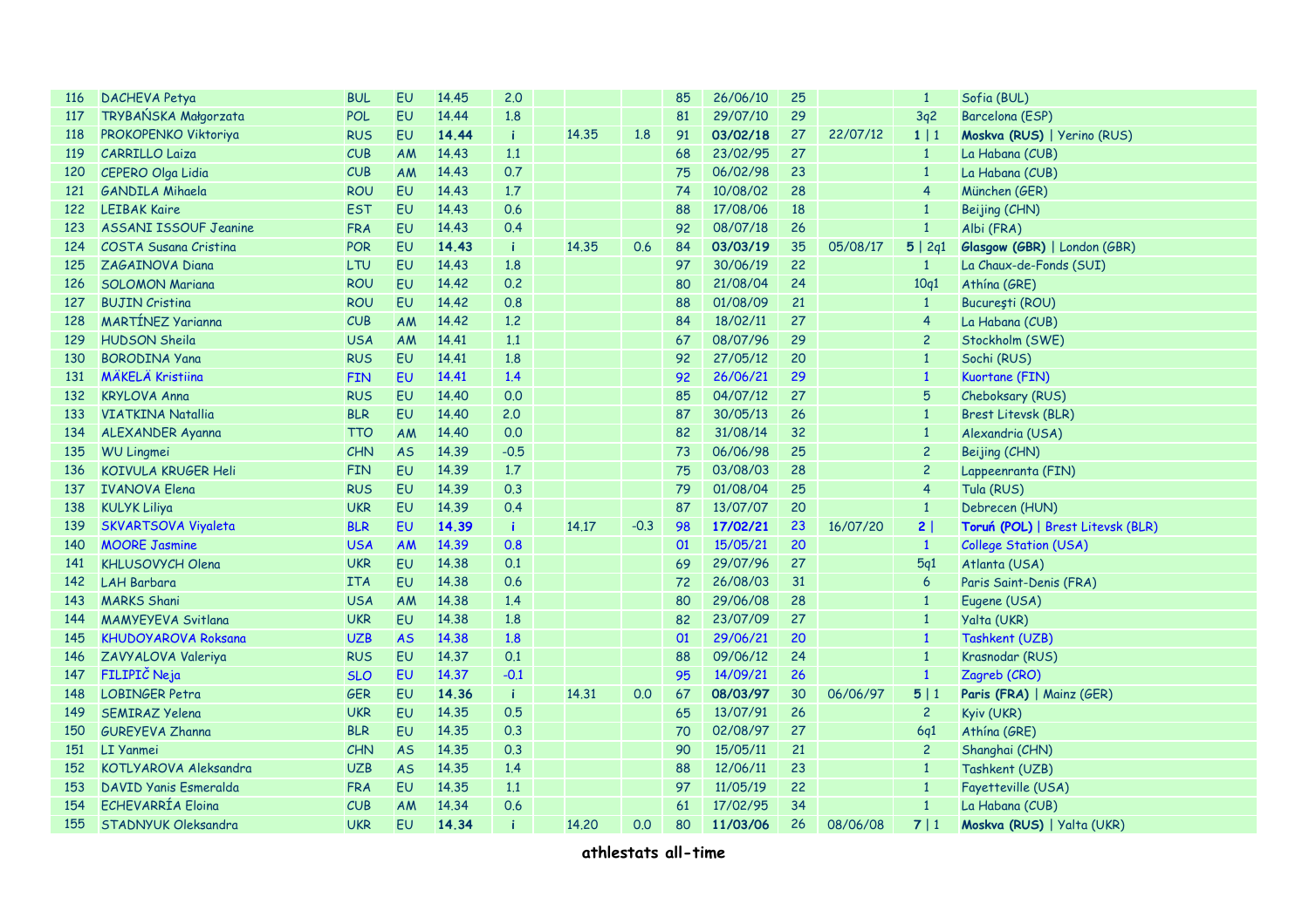| | | | | | | | | | | | | | | |
|---|---|---|---|---|---|---|---|---|---|---|---|---|---|---|
| 116 | DACHEVA Petya | BUL | EU | 14.45 | 2.0 | | | 85 | 26/06/10 | 25 | | 1 | Sofia (BUL) |
| 117 | TRYBAŃSKA Małgorzata | POL | EU | 14.44 | 1.8 | | | 81 | 29/07/10 | 29 | | 3q2 | Barcelona (ESP) |
| 118 | PROKOPENKO Viktoriya | RUS | EU | **14.44** | i | 14.35 | 1.8 | 91 | **03/02/18** | 27 | 22/07/12 | **1** \| 1 | **Moskva (RUS)** \| Yerino (RUS) |
| 119 | CARRILLO Laiza | CUB | AM | 14.43 | 1.1 | | | 68 | 23/02/95 | 27 | | 1 | La Habana (CUB) |
| 120 | CEPERO Olga Lidia | CUB | AM | 14.43 | 0.7 | | | 75 | 06/02/98 | 23 | | 1 | La Habana (CUB) |
| 121 | GANDILA Mihaela | ROU | EU | 14.43 | 1.7 | | | 74 | 10/08/02 | 28 | | 4 | München (GER) |
| 122 | LEIBAK Kaire | EST | EU | 14.43 | 0.6 | | | 88 | 17/08/06 | 18 | | 1 | Beijing (CHN) |
| 123 | ASSANI ISSOUF Jeanine | FRA | EU | 14.43 | 0.4 | | | 92 | 08/07/18 | 26 | | 1 | Albi (FRA) |
| 124 | COSTA Susana Cristina | POR | EU | **14.43** | i | 14.35 | 0.6 | 84 | **03/03/19** | 35 | 05/08/17 | **5** \| 2q1 | **Glasgow (GBR)** \| London (GBR) |
| 125 | ZAGAINOVA Diana | LTU | EU | 14.43 | 1.8 | | | 97 | 30/06/19 | 22 | | 1 | La Chaux-de-Fonds (SUI) |
| 126 | SOLOMON Mariana | ROU | EU | 14.42 | 0.2 | | | 80 | 21/08/04 | 24 | | 10q1 | Athína (GRE) |
| 127 | BUJIN Cristina | ROU | EU | 14.42 | 0.8 | | | 88 | 01/08/09 | 21 | | 1 | Bucureşti (ROU) |
| 128 | MARTÍNEZ Yarianna | CUB | AM | 14.42 | 1.2 | | | 84 | 18/02/11 | 27 | | 4 | La Habana (CUB) |
| 129 | HUDSON Sheila | USA | AM | 14.41 | 1.1 | | | 67 | 08/07/96 | 29 | | 2 | Stockholm (SWE) |
| 130 | BORODINA Yana | RUS | EU | 14.41 | 1.8 | | | 92 | 27/05/12 | 20 | | 1 | Sochi (RUS) |
| 131 | MÄKELÄ Kristiina | FIN | EU | 14.41 | 1.4 | | | 92 | 26/06/21 | 29 | | 1 | Kuortane (FIN) |
| 132 | KRYLOVA Anna | RUS | EU | 14.40 | 0.0 | | | 85 | 04/07/12 | 27 | | 5 | Cheboksary (RUS) |
| 133 | VIATKINA Natallia | BLR | EU | 14.40 | 2.0 | | | 87 | 30/05/13 | 26 | | 1 | Brest Litevsk (BLR) |
| 134 | ALEXANDER Ayanna | TTO | AM | 14.40 | 0.0 | | | 82 | 31/08/14 | 32 | | 1 | Alexandria (USA) |
| 135 | WU Lingmei | CHN | AS | 14.39 | -0.5 | | | 73 | 06/06/98 | 25 | | 2 | Beijing (CHN) |
| 136 | KOIVULA KRUGER Heli | FIN | EU | 14.39 | 1.7 | | | 75 | 03/08/03 | 28 | | 2 | Lappeenranta (FIN) |
| 137 | IVANOVA Elena | RUS | EU | 14.39 | 0.3 | | | 79 | 01/08/04 | 25 | | 4 | Tula (RUS) |
| 138 | KULYK Liliya | UKR | EU | 14.39 | 0.4 | | | 87 | 13/07/07 | 20 | | 1 | Debrecen (HUN) |
| 139 | SKVARTSOVA Viyaleta | BLR | EU | **14.39** | i | 14.17 | -0.3 | 98 | **17/02/21** | 23 | 16/07/20 | **2** \| | **Toruń (POL)** \| Brest Litevsk (BLR) |
| 140 | MOORE Jasmine | USA | AM | 14.39 | 0.8 | | | 01 | 15/05/21 | 20 | | 1 | College Station (USA) |
| 141 | KHLUSOVYCH Olena | UKR | EU | 14.38 | 0.1 | | | 69 | 29/07/96 | 27 | | 5q1 | Atlanta (USA) |
| 142 | LAH Barbara | ITA | EU | 14.38 | 0.6 | | | 72 | 26/08/03 | 31 | | 6 | Paris Saint-Denis (FRA) |
| 143 | MARKS Shani | USA | AM | 14.38 | 1.4 | | | 80 | 29/06/08 | 28 | | 1 | Eugene (USA) |
| 144 | MAMYEYEVA Svitlana | UKR | EU | 14.38 | 1.8 | | | 82 | 23/07/09 | 27 | | 1 | Yalta (UKR) |
| 145 | KHUDOYAROVA Roksana | UZB | AS | 14.38 | 1.8 | | | 01 | 29/06/21 | 20 | | 1 | Tashkent (UZB) |
| 146 | ZAVYALOVA Valeriya | RUS | EU | 14.37 | 0.1 | | | 88 | 09/06/12 | 24 | | 1 | Krasnodar (RUS) |
| 147 | FILIPIČ Neja | SLO | EU | 14.37 | -0.1 | | | 95 | 14/09/21 | 26 | | 1 | Zagreb (CRO) |
| 148 | LOBINGER Petra | GER | EU | **14.36** | i | 14.31 | 0.0 | 67 | **08/03/97** | 30 | 06/06/97 | **5** \| 1 | **Paris (FRA)** \| Mainz (GER) |
| 149 | SEMIRAZ Yelena | UKR | EU | 14.35 | 0.5 | | | 65 | 13/07/91 | 26 | | 2 | Kyiv (UKR) |
| 150 | GUREYEVA Zhanna | BLR | EU | 14.35 | 0.3 | | | 70 | 02/08/97 | 27 | | 6q1 | Athína (GRE) |
| 151 | LI Yanmei | CHN | AS | 14.35 | 0.3 | | | 90 | 15/05/11 | 21 | | 2 | Shanghai (CHN) |
| 152 | KOTLYAROVA Aleksandra | UZB | AS | 14.35 | 1.4 | | | 88 | 12/06/11 | 23 | | 1 | Tashkent (UZB) |
| 153 | DAVID Yanis Esmeralda | FRA | EU | 14.35 | 1.1 | | | 97 | 11/05/19 | 22 | | 1 | Fayetteville (USA) |
| 154 | ECHEVARRÍA Eloina | CUB | AM | 14.34 | 0.6 | | | 61 | 17/02/95 | 34 | | 1 | La Habana (CUB) |
| 155 | STADNYUK Oleksandra | UKR | EU | **14.34** | i | 14.20 | 0.0 | 80 | **11/03/06** | 26 | 08/06/08 | **7** \| 1 | **Moskva (RUS)** \| Yalta (UKR) |

**athlestats all-time**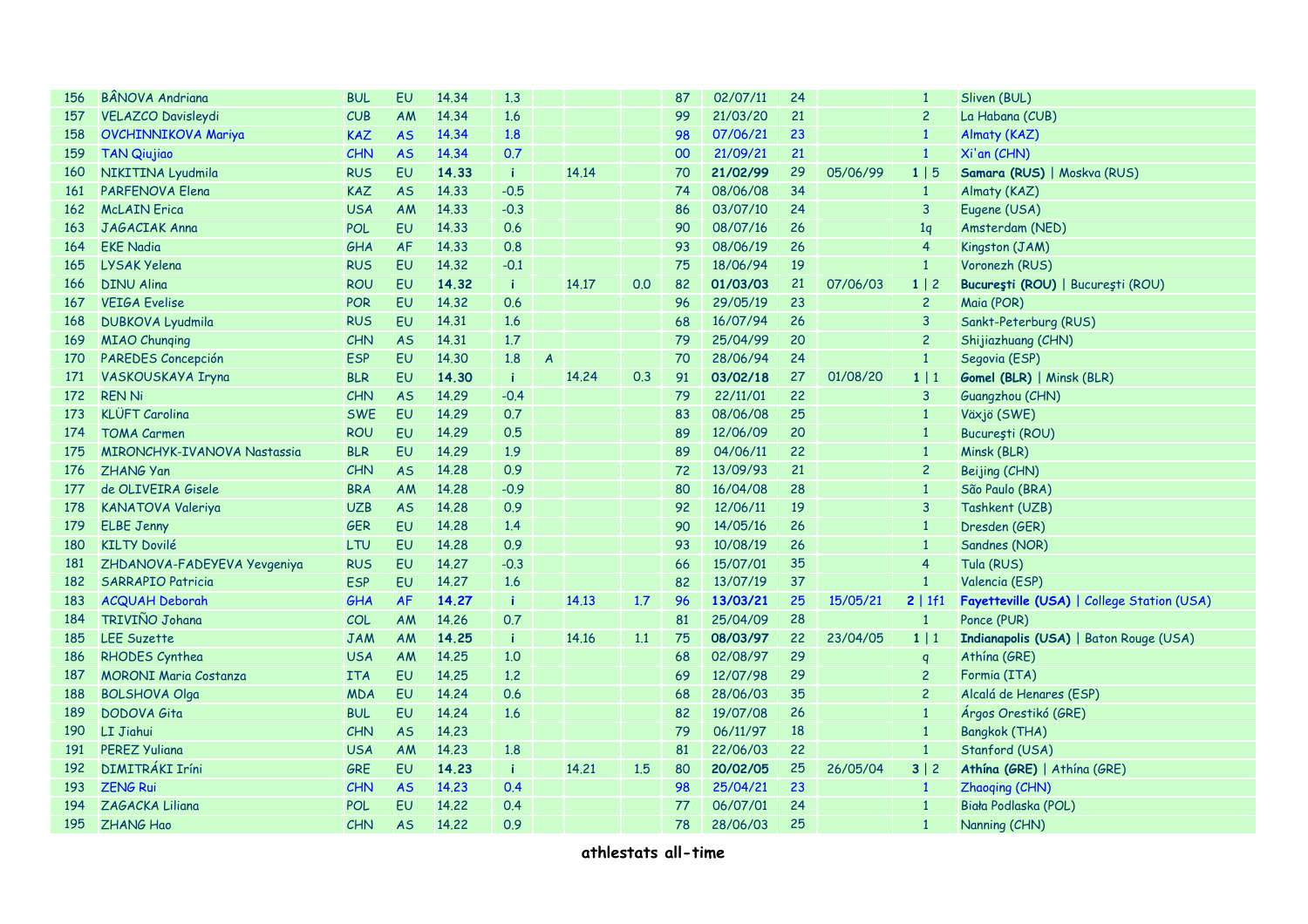| | | | | | | | | | | | | | | | |
|---|---|---|---|---|---|---|---|---|---|---|---|---|---|---|---|
| 156 | BÂNOVA Andriana | BUL | EU | 14.34 | 1.3 | | | | 87 | 02/07/11 | 24 | | 1 | Sliven (BUL) |
| 157 | VELAZCO Davisleydi | CUB | AM | 14.34 | 1.6 | | | | 99 | 21/03/20 | 21 | | 2 | La Habana (CUB) |
| 158 | OVCHINNIKOVA Mariya | KAZ | AS | 14.34 | 1.8 | | | | 98 | 07/06/21 | 23 | | 1 | Almaty (KAZ) |
| 159 | TAN Qiujiao | CHN | AS | 14.34 | 0.7 | | | | 00 | 21/09/21 | 21 | | 1 | Xi'an (CHN) |
| 160 | NIKITINA Lyudmila | RUS | EU | **14.33** | i | | 14.14 | | 70 | **21/02/99** | 29 | 05/06/99 | 1 \| 5 | **Samara (RUS)** \| Moskva (RUS) |
| 161 | PARFENOVA Elena | KAZ | AS | 14.33 | -0.5 | | | | 74 | 08/06/08 | 34 | | 1 | Almaty (KAZ) |
| 162 | McLAIN Erica | USA | AM | 14.33 | -0.3 | | | | 86 | 03/07/10 | 24 | | 3 | Eugene (USA) |
| 163 | JAGACIAK Anna | POL | EU | 14.33 | 0.6 | | | | 90 | 08/07/16 | 26 | | 1q | Amsterdam (NED) |
| 164 | EKE Nadia | GHA | AF | 14.33 | 0.8 | | | | 93 | 08/06/19 | 26 | | 4 | Kingston (JAM) |
| 165 | LYSAK Yelena | RUS | EU | 14.32 | -0.1 | | | | 75 | 18/06/94 | 19 | | 1 | Voronezh (RUS) |
| 166 | DINU Alina | ROU | EU | **14.32** | i | | 14.17 | 0.0 | 82 | **01/03/03** | 21 | 07/06/03 | 1 \| 2 | **Bucureşti (ROU)** \| Bucureşti (ROU) |
| 167 | VEIGA Evelise | POR | EU | 14.32 | 0.6 | | | | 96 | 29/05/19 | 23 | | 2 | Maia (POR) |
| 168 | DUBKOVA Lyudmila | RUS | EU | 14.31 | 1.6 | | | | 68 | 16/07/94 | 26 | | 3 | Sankt-Peterburg (RUS) |
| 169 | MIAO Chunqing | CHN | AS | 14.31 | 1.7 | | | | 79 | 25/04/99 | 20 | | 2 | Shijiazhuang (CHN) |
| 170 | PAREDES Concepción | ESP | EU | 14.30 | 1.8 | A | | | 70 | 28/06/94 | 24 | | 1 | Segovia (ESP) |
| 171 | VASKOUSKAYA Iryna | BLR | EU | **14.30** | i | | 14.24 | 0.3 | 91 | **03/02/18** | 27 | 01/08/20 | 1 \| 1 | **Gomel (BLR)** \| Minsk (BLR) |
| 172 | REN Ni | CHN | AS | 14.29 | -0.4 | | | | 79 | 22/11/01 | 22 | | 3 | Guangzhou (CHN) |
| 173 | KLÜFT Carolina | SWE | EU | 14.29 | 0.7 | | | | 83 | 08/06/08 | 25 | | 1 | Växjö (SWE) |
| 174 | TOMA Carmen | ROU | EU | 14.29 | 0.5 | | | | 89 | 12/06/09 | 20 | | 1 | Bucureşti (ROU) |
| 175 | MIRONCHYK-IVANOVA Nastassia | BLR | EU | 14.29 | 1.9 | | | | 89 | 04/06/11 | 22 | | 1 | Minsk (BLR) |
| 176 | ZHANG Yan | CHN | AS | 14.28 | 0.9 | | | | 72 | 13/09/93 | 21 | | 2 | Beijing (CHN) |
| 177 | de OLIVEIRA Gisele | BRA | AM | 14.28 | -0.9 | | | | 80 | 16/04/08 | 28 | | 1 | São Paulo (BRA) |
| 178 | KANATOVA Valeriya | UZB | AS | 14.28 | 0.9 | | | | 92 | 12/06/11 | 19 | | 3 | Tashkent (UZB) |
| 179 | ELBE Jenny | GER | EU | 14.28 | 1.4 | | | | 90 | 14/05/16 | 26 | | 1 | Dresden (GER) |
| 180 | KILTY Dovilé | LTU | EU | 14.28 | 0.9 | | | | 93 | 10/08/19 | 26 | | 1 | Sandnes (NOR) |
| 181 | ZHDANOVA-FADEYEVA Yevgeniya | RUS | EU | 14.27 | -0.3 | | | | 66 | 15/07/01 | 35 | | 4 | Tula (RUS) |
| 182 | SARRAPIO Patricia | ESP | EU | 14.27 | 1.6 | | | | 82 | 13/07/19 | 37 | | 1 | Valencia (ESP) |
| 183 | ACQUAH Deborah | GHA | AF | **14.27** | i | | 14.13 | 1.7 | 96 | **13/03/21** | 25 | 15/05/21 | 2 \| 1f1 | **Fayetteville (USA)** \| College Station (USA) |
| 184 | TRIVIÑO Johana | COL | AM | 14.26 | 0.7 | | | | 81 | 25/04/09 | 28 | | 1 | Ponce (PUR) |
| 185 | LEE Suzette | JAM | AM | **14.25** | i | | 14.16 | 1.1 | 75 | **08/03/97** | 22 | 23/04/05 | 1 \| 1 | **Indianapolis (USA)** \| Baton Rouge (USA) |
| 186 | RHODES Cynthea | USA | AM | 14.25 | 1.0 | | | | 68 | 02/08/97 | 29 | | q | Athína (GRE) |
| 187 | MORONI Maria Costanza | ITA | EU | 14.25 | 1.2 | | | | 69 | 12/07/98 | 29 | | 2 | Formia (ITA) |
| 188 | BOLSHOVA Olga | MDA | EU | 14.24 | 0.6 | | | | 68 | 28/06/03 | 35 | | 2 | Alcalá de Henares (ESP) |
| 189 | DODOVA Gita | BUL | EU | 14.24 | 1.6 | | | | 82 | 19/07/08 | 26 | | 1 | Árgos Orestikó (GRE) |
| 190 | LI Jiahui | CHN | AS | 14.23 | | | | | 79 | 06/11/97 | 18 | | 1 | Bangkok (THA) |
| 191 | PEREZ Yuliana | USA | AM | 14.23 | 1.8 | | | | 81 | 22/06/03 | 22 | | 1 | Stanford (USA) |
| 192 | DIMITRÁKI Iríni | GRE | EU | **14.23** | i | | 14.21 | 1.5 | 80 | **20/02/05** | 25 | 26/05/04 | 3 \| 2 | **Athína (GRE)** \| Athína (GRE) |
| 193 | ZENG Rui | CHN | AS | 14.23 | 0.4 | | | | 98 | 25/04/21 | 23 | | 1 | Zhaoqing (CHN) |
| 194 | ZAGACKA Liliana | POL | EU | 14.22 | 0.4 | | | | 77 | 06/07/01 | 24 | | 1 | Biała Podlaska (POL) |
| 195 | ZHANG Hao | CHN | AS | 14.22 | 0.9 | | | | 78 | 28/06/03 | 25 | | 1 | Nanning (CHN) |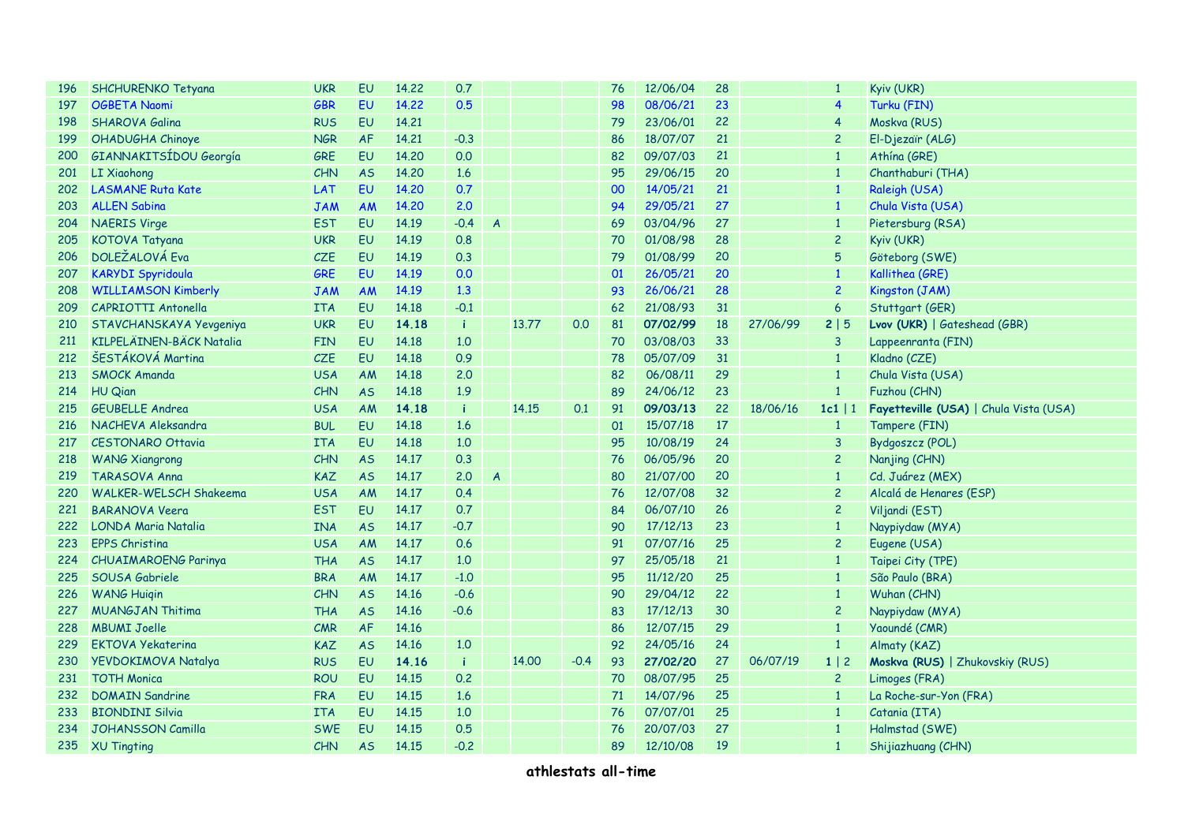| | | | | | | | | | | | | | | |
|---|---|---|---|---|---|---|---|---|---|---|---|---|---|---|
| 196 | SHCHURENKO Tetyana | UKR | EU | 14.22 | 0.7 | | | | 76 | 12/06/04 | 28 | | 1 | Kyiv (UKR) |
| 197 | OGBETA Naomi | GBR | EU | 14.22 | 0.5 | | | | 98 | 08/06/21 | 23 | | 4 | Turku (FIN) |
| 198 | SHAROVA Galina | RUS | EU | 14.21 | | | | | 79 | 23/06/01 | 22 | | 4 | Moskva (RUS) |
| 199 | OHADUGHA Chinoye | NGR | AF | 14.21 | -0.3 | | | | 86 | 18/07/07 | 21 | | 2 | El-Djezaïr (ALG) |
| 200 | GIANNAKITSÍDOU Georgía | GRE | EU | 14.20 | 0.0 | | | | 82 | 09/07/03 | 21 | | 1 | Athína (GRE) |
| 201 | LI Xiaohong | CHN | AS | 14.20 | 1.6 | | | | 95 | 29/06/15 | 20 | | 1 | Chanthaburi (THA) |
| 202 | LASMANE Ruta Kate | LAT | EU | 14.20 | 0.7 | | | | 00 | 14/05/21 | 21 | | 1 | Raleigh (USA) |
| 203 | ALLEN Sabina | JAM | AM | 14.20 | 2.0 | | | | 94 | 29/05/21 | 27 | | 1 | Chula Vista (USA) |
| 204 | NAERIS Virge | EST | EU | 14.19 | -0.4 | A | | | 69 | 03/04/96 | 27 | | 1 | Pietersburg (RSA) |
| 205 | KOTOVA Tatyana | UKR | EU | 14.19 | 0.8 | | | | 70 | 01/08/98 | 28 | | 2 | Kyiv (UKR) |
| 206 | DOLEŽALOVÁ Eva | CZE | EU | 14.19 | 0.3 | | | | 79 | 01/08/99 | 20 | | 5 | Göteborg (SWE) |
| 207 | KARYDI Spyridoula | GRE | EU | 14.19 | 0.0 | | | | 01 | 26/05/21 | 20 | | 1 | Kallithea (GRE) |
| 208 | WILLIAMSON Kimberly | JAM | AM | 14.19 | 1.3 | | | | 93 | 26/06/21 | 28 | | 2 | Kingston (JAM) |
| 209 | CAPRIOTTI Antonella | ITA | EU | 14.18 | -0.1 | | | | 62 | 21/08/93 | 31 | | 6 | Stuttgart (GER) |
| 210 | STAVCHANSKAYA Yevgeniya | UKR | EU | **14.18** | i | | 13.77 | 0.0 | 81 | **07/02/99** | 18 | 27/06/99 | **2** \| 5 | **Lvov (UKR)** \| Gateshead (GBR) |
| 211 | KILPELÄINEN-BÄCK Natalia | FIN | EU | 14.18 | 1.0 | | | | 70 | 03/08/03 | 33 | | 3 | Lappeenranta (FIN) |
| 212 | ŠESTÁKOVÁ Martina | CZE | EU | 14.18 | 0.9 | | | | 78 | 05/07/09 | 31 | | 1 | Kladno (CZE) |
| 213 | SMOCK Amanda | USA | AM | 14.18 | 2.0 | | | | 82 | 06/08/11 | 29 | | 1 | Chula Vista (USA) |
| 214 | HU Qian | CHN | AS | 14.18 | 1.9 | | | | 89 | 24/06/12 | 23 | | 1 | Fuzhou (CHN) |
| 215 | GEUBELLE Andrea | USA | AM | **14.18** | i | | 14.15 | 0.1 | 91 | **09/03/13** | 22 | 18/06/16 | **1c1** \| 1 | **Fayetteville (USA)** \| Chula Vista (USA) |
| 216 | NACHEVA Aleksandra | BUL | EU | 14.18 | 1.6 | | | | 01 | 15/07/18 | 17 | | 1 | Tampere (FIN) |
| 217 | CESTONARO Ottavia | ITA | EU | 14.18 | 1.0 | | | | 95 | 10/08/19 | 24 | | 3 | Bydgoszcz (POL) |
| 218 | WANG Xiangrong | CHN | AS | 14.17 | 0.3 | | | | 76 | 06/05/96 | 20 | | 2 | Nanjing (CHN) |
| 219 | TARASOVA Anna | KAZ | AS | 14.17 | 2.0 | A | | | 80 | 21/07/00 | 20 | | 1 | Cd. Juárez (MEX) |
| 220 | WALKER-WELSCH Shakeema | USA | AM | 14.17 | 0.4 | | | | 76 | 12/07/08 | 32 | | 2 | Alcalá de Henares (ESP) |
| 221 | BARANOVA Veera | EST | EU | 14.17 | 0.7 | | | | 84 | 06/07/10 | 26 | | 2 | Viljandi (EST) |
| 222 | LONDA Maria Natalia | INA | AS | 14.17 | -0.7 | | | | 90 | 17/12/13 | 23 | | 1 | Naypiydaw (MYA) |
| 223 | EPPS Christina | USA | AM | 14.17 | 0.6 | | | | 91 | 07/07/16 | 25 | | 2 | Eugene (USA) |
| 224 | CHUAIMAROENG Parinya | THA | AS | 14.17 | 1.0 | | | | 97 | 25/05/18 | 21 | | 1 | Taipei City (TPE) |
| 225 | SOUSA Gabriele | BRA | AM | 14.17 | -1.0 | | | | 95 | 11/12/20 | 25 | | 1 | São Paulo (BRA) |
| 226 | WANG Huiqin | CHN | AS | 14.16 | -0.6 | | | | 90 | 29/04/12 | 22 | | 1 | Wuhan (CHN) |
| 227 | MUANGJAN Thitima | THA | AS | 14.16 | -0.6 | | | | 83 | 17/12/13 | 30 | | 2 | Naypiydaw (MYA) |
| 228 | MBUMI Joelle | CMR | AF | 14.16 | | | | | 86 | 12/07/15 | 29 | | 1 | Yaoundé (CMR) |
| 229 | EKTOVA Yekaterina | KAZ | AS | 14.16 | 1.0 | | | | 92 | 24/05/16 | 24 | | 1 | Almaty (KAZ) |
| 230 | YEVDOKIMOVA Natalya | RUS | EU | **14.16** | i | | 14.00 | -0.4 | 93 | **27/02/20** | 27 | 06/07/19 | **1** \| 2 | **Moskva (RUS)** \| Zhukovskiy (RUS) |
| 231 | TOTH Monica | ROU | EU | 14.15 | 0.2 | | | | 70 | 08/07/95 | 25 | | 2 | Limoges (FRA) |
| 232 | DOMAIN Sandrine | FRA | EU | 14.15 | 1.6 | | | | 71 | 14/07/96 | 25 | | 1 | La Roche-sur-Yon (FRA) |
| 233 | BIONDINI Silvia | ITA | EU | 14.15 | 1.0 | | | | 76 | 07/07/01 | 25 | | 1 | Catania (ITA) |
| 234 | JOHANSSON Camilla | SWE | EU | 14.15 | 0.5 | | | | 76 | 20/07/03 | 27 | | 1 | Halmstad (SWE) |
| 235 | XU Tingting | CHN | AS | 14.15 | -0.2 | | | | 89 | 12/10/08 | 19 | | 1 | Shijiazhuang (CHN) |

**athlestats all-time**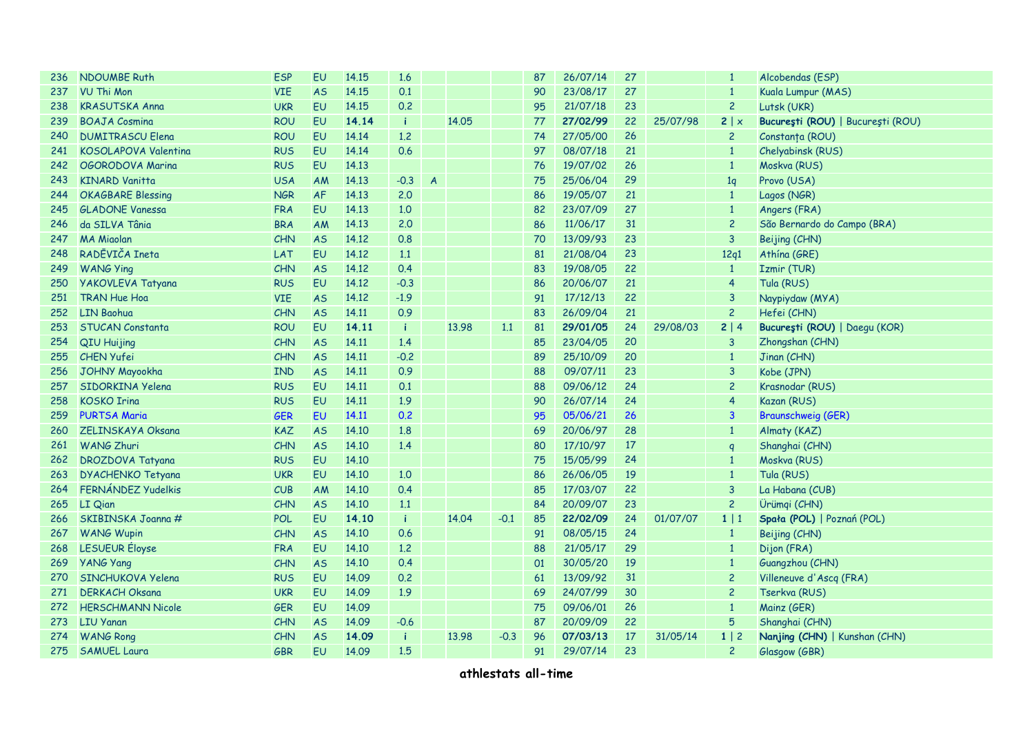| 236 | NDOUMBE Ruth | ESP | EU | 14.15 | 1.6 | | | | 87 | 26/07/14 | 27 | | 1 | Alcobendas (ESP) |
|---|---|---|---|---|---|---|---|---|---|---|---|---|---|---|
| 237 | VU Thi Mon | VIE | AS | 14.15 | 0.1 | | | | 90 | 23/08/17 | 27 | | 1 | Kuala Lumpur (MAS) |
| 238 | KRASUTSKA Anna | UKR | EU | 14.15 | 0.2 | | | | 95 | 21/07/18 | 23 | | 2 | Lutsk (UKR) |
| 239 | BOAJA Cosmina | ROU | EU | **14.14** | i | | 14.05 | | 77 | **27/02/99** | 22 | 25/07/98 | **2** \| x | **Bucureşti (ROU)** \| Bucureşti (ROU) |
| 240 | DUMITRASCU Elena | ROU | EU | 14.14 | 1.2 | | | | 74 | 27/05/00 | 26 | | 2 | Constanța (ROU) |
| 241 | KOSOLAPOVA Valentina | RUS | EU | 14.14 | 0.6 | | | | 97 | 08/07/18 | 21 | | 1 | Chelyabinsk (RUS) |
| 242 | OGORODOVA Marina | RUS | EU | 14.13 | | | | | 76 | 19/07/02 | 26 | | 1 | Moskva (RUS) |
| 243 | KINARD Vanitta | USA | AM | 14.13 | -0.3 | A | | | 75 | 25/06/04 | 29 | | 1q | Provo (USA) |
| 244 | OKAGBARE Blessing | NGR | AF | 14.13 | 2.0 | | | | 86 | 19/05/07 | 21 | | 1 | Lagos (NGR) |
| 245 | GLADONE Vanessa | FRA | EU | 14.13 | 1.0 | | | | 82 | 23/07/09 | 27 | | 1 | Angers (FRA) |
| 246 | da SILVA Tânia | BRA | AM | 14.13 | 2.0 | | | | 86 | 11/06/17 | 31 | | 2 | São Bernardo do Campo (BRA) |
| 247 | MA Miaolan | CHN | AS | 14.12 | 0.8 | | | | 70 | 13/09/93 | 23 | | 3 | Beijing (CHN) |
| 248 | RADĒVIČA Ineta | LAT | EU | 14.12 | 1.1 | | | | 81 | 21/08/04 | 23 | | 12q1 | Athína (GRE) |
| 249 | WANG Ying | CHN | AS | 14.12 | 0.4 | | | | 83 | 19/08/05 | 22 | | 1 | Izmir (TUR) |
| 250 | YAKOVLEVA Tatyana | RUS | EU | 14.12 | -0.3 | | | | 86 | 20/06/07 | 21 | | 4 | Tula (RUS) |
| 251 | TRAN Hue Hoa | VIE | AS | 14.12 | -1.9 | | | | 91 | 17/12/13 | 22 | | 3 | Naypiydaw (MYA) |
| 252 | LIN Baohua | CHN | AS | 14.11 | 0.9 | | | | 83 | 26/09/04 | 21 | | 2 | Hefei (CHN) |
| 253 | STUCAN Constanta | ROU | EU | **14.11** | i | | 13.98 | 1.1 | 81 | **29/01/05** | 24 | 29/08/03 | **2** \| 4 | **Bucureşti (ROU)** \| Daegu (KOR) |
| 254 | QIU Huijing | CHN | AS | 14.11 | 1.4 | | | | 85 | 23/04/05 | 20 | | 3 | Zhongshan (CHN) |
| 255 | CHEN Yufei | CHN | AS | 14.11 | -0.2 | | | | 89 | 25/10/09 | 20 | | 1 | Jinan (CHN) |
| 256 | JOHNY Mayookha | IND | AS | 14.11 | 0.9 | | | | 88 | 09/07/11 | 23 | | 3 | Kobe (JPN) |
| 257 | SIDORKINA Yelena | RUS | EU | 14.11 | 0.1 | | | | 88 | 09/06/12 | 24 | | 2 | Krasnodar (RUS) |
| 258 | KOSKO Irina | RUS | EU | 14.11 | 1.9 | | | | 90 | 26/07/14 | 24 | | 4 | Kazan (RUS) |
| 259 | PURTSA Maria | GER | EU | 14.11 | 0.2 | | | | 95 | 05/06/21 | 26 | | 3 | Braunschweig (GER) |
| 260 | ZELINSKAYA Oksana | KAZ | AS | 14.10 | 1.8 | | | | 69 | 20/06/97 | 28 | | 1 | Almaty (KAZ) |
| 261 | WANG Zhuri | CHN | AS | 14.10 | 1.4 | | | | 80 | 17/10/97 | 17 | | q | Shanghai (CHN) |
| 262 | DROZDOVA Tatyana | RUS | EU | 14.10 | | | | | 75 | 15/05/99 | 24 | | 1 | Moskva (RUS) |
| 263 | DYACHENKO Tetyana | UKR | EU | 14.10 | 1.0 | | | | 86 | 26/06/05 | 19 | | 1 | Tula (RUS) |
| 264 | FERNÁNDEZ Yudelkis | CUB | AM | 14.10 | 0.4 | | | | 85 | 17/03/07 | 22 | | 3 | La Habana (CUB) |
| 265 | LI Qian | CHN | AS | 14.10 | 1.1 | | | | 84 | 20/09/07 | 23 | | 2 | Ürümqi (CHN) |
| 266 | SKIBINSKA Joanna # | POL | EU | **14.10** | i | | 14.04 | -0.1 | 85 | **22/02/09** | 24 | 01/07/07 | **1** \| 1 | **Spała (POL)** \| Poznań (POL) |
| 267 | WANG Wupin | CHN | AS | 14.10 | 0.6 | | | | 91 | 08/05/15 | 24 | | 1 | Beijing (CHN) |
| 268 | LESUEUR Éloyse | FRA | EU | 14.10 | 1.2 | | | | 88 | 21/05/17 | 29 | | 1 | Dijon (FRA) |
| 269 | YANG Yang | CHN | AS | 14.10 | 0.4 | | | | 01 | 30/05/20 | 19 | | 1 | Guangzhou (CHN) |
| 270 | SINCHUKOVA Yelena | RUS | EU | 14.09 | 0.2 | | | | 61 | 13/09/92 | 31 | | 2 | Villeneuve d'Ascq (FRA) |
| 271 | DERKACH Oksana | UKR | EU | 14.09 | 1.9 | | | | 69 | 24/07/99 | 30 | | 2 | Tserkva (RUS) |
| 272 | HERSCHMANN Nicole | GER | EU | 14.09 | | | | | 75 | 09/06/01 | 26 | | 1 | Mainz (GER) |
| 273 | LIU Yanan | CHN | AS | 14.09 | -0.6 | | | | 87 | 20/09/09 | 22 | | 5 | Shanghai (CHN) |
| 274 | WANG Rong | CHN | AS | **14.09** | i | | 13.98 | -0.3 | 96 | **07/03/13** | 17 | 31/05/14 | **1** \| 2 | **Nanjing (CHN)** \| Kunshan (CHN) |
| 275 | SAMUEL Laura | GBR | EU | 14.09 | 1.5 | | | | 91 | 29/07/14 | 23 | | 2 | Glasgow (GBR) |

**athlestats all-time**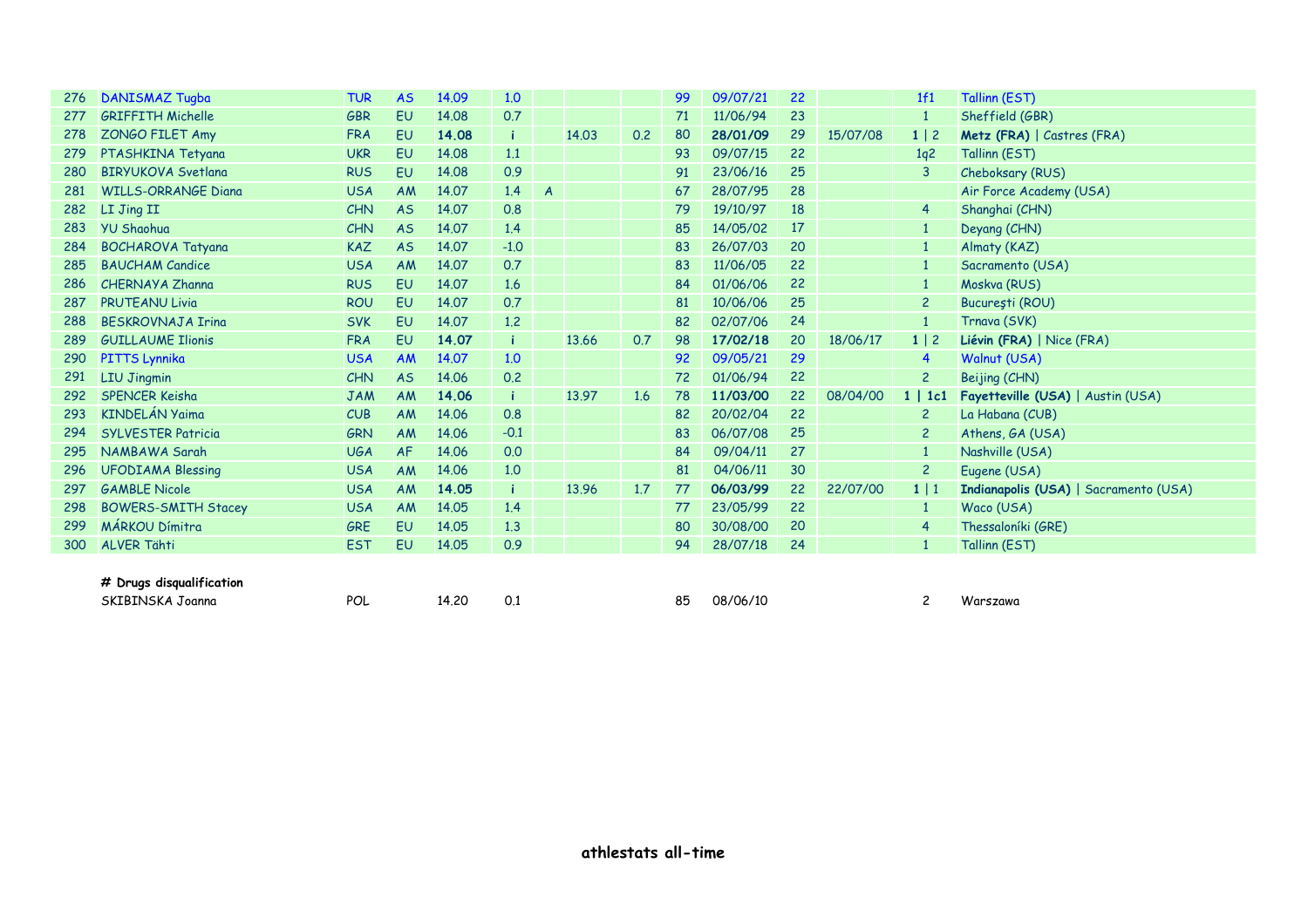| | | | | | | | | | | | | | | | |
|---|---|---|---|---|---|---|---|---|---|---|---|---|---|---|---|
| 276 | DANISMAZ Tugba | TUR | AS | 14.09 | 1.0 | | | | 99 | 09/07/21 | 22 | | 1f1 | Tallinn (EST) |
| 277 | GRIFFITH Michelle | GBR | EU | 14.08 | 0.7 | | | | 71 | 11/06/94 | 23 | | 1 | Sheffield (GBR) |
| 278 | ZONGO FILET Amy | FRA | EU | **14.08** | i | | 14.03 | 0.2 | 80 | **28/01/09** | 29 | 15/07/08 | 1 \| 2 | **Metz (FRA)** \| Castres (FRA) |
| 279 | PTASHKINA Tetyana | UKR | EU | 14.08 | 1.1 | | | | 93 | 09/07/15 | 22 | | 1q2 | Tallinn (EST) |
| 280 | BIRYUKOVA Svetlana | RUS | EU | 14.08 | 0.9 | | | | 91 | 23/06/16 | 25 | | 3 | Cheboksary (RUS) |
| 281 | WILLS-ORRANGE Diana | USA | AM | 14.07 | 1.4 | A | | | 67 | 28/07/95 | 28 | | | Air Force Academy (USA) |
| 282 | LI Jing II | CHN | AS | 14.07 | 0.8 | | | | 79 | 19/10/97 | 18 | | 4 | Shanghai (CHN) |
| 283 | YU Shaohua | CHN | AS | 14.07 | 1.4 | | | | 85 | 14/05/02 | 17 | | 1 | Deyang (CHN) |
| 284 | BOCHAROVA Tatyana | KAZ | AS | 14.07 | -1.0 | | | | 83 | 26/07/03 | 20 | | 1 | Almaty (KAZ) |
| 285 | BAUCHAM Candice | USA | AM | 14.07 | 0.7 | | | | 83 | 11/06/05 | 22 | | 1 | Sacramento (USA) |
| 286 | CHERNAYA Zhanna | RUS | EU | 14.07 | 1.6 | | | | 84 | 01/06/06 | 22 | | 1 | Moskva (RUS) |
| 287 | PRUTEANU Livia | ROU | EU | 14.07 | 0.7 | | | | 81 | 10/06/06 | 25 | | 2 | Bucureşti (ROU) |
| 288 | BESKROVNAJA Irina | SVK | EU | 14.07 | 1.2 | | | | 82 | 02/07/06 | 24 | | 1 | Trnava (SVK) |
| 289 | GUILLAUME Ilionis | FRA | EU | **14.07** | i | | 13.66 | 0.7 | 98 | **17/02/18** | 20 | 18/06/17 | 1 \| 2 | **Liévin (FRA)** \| Nice (FRA) |
| 290 | PITTS Lynnika | USA | AM | 14.07 | 1.0 | | | | 92 | 09/05/21 | 29 | | 4 | Walnut (USA) |
| 291 | LIU Jingmin | CHN | AS | 14.06 | 0.2 | | | | 72 | 01/06/94 | 22 | | 2 | Beijing (CHN) |
| 292 | SPENCER Keisha | JAM | AM | **14.06** | i | | 13.97 | 1.6 | 78 | **11/03/00** | 22 | 08/04/00 | **1** \| **1c1** | **Fayetteville (USA)** \| Austin (USA) |
| 293 | KINDELÁN Yaima | CUB | AM | 14.06 | 0.8 | | | | 82 | 20/02/04 | 22 | | 2 | La Habana (CUB) |
| 294 | SYLVESTER Patricia | GRN | AM | 14.06 | -0.1 | | | | 83 | 06/07/08 | 25 | | 2 | Athens, GA (USA) |
| 295 | NAMBAWA Sarah | UGA | AF | 14.06 | 0.0 | | | | 84 | 09/04/11 | 27 | | 1 | Nashville (USA) |
| 296 | UFODIAMA Blessing | USA | AM | 14.06 | 1.0 | | | | 81 | 04/06/11 | 30 | | 2 | Eugene (USA) |
| 297 | GAMBLE Nicole | USA | AM | **14.05** | i | | 13.96 | 1.7 | 77 | **06/03/99** | 22 | 22/07/00 | 1 \| 1 | **Indianapolis (USA)** \| Sacramento (USA) |
| 298 | BOWERS-SMITH Stacey | USA | AM | 14.05 | 1.4 | | | | 77 | 23/05/99 | 22 | | 1 | Waco (USA) |
| 299 | MÁRKOU Dímitra | GRE | EU | 14.05 | 1.3 | | | | 80 | 30/08/00 | 20 | | 4 | Thessaloníki (GRE) |
| 300 | ALVER Tähti | EST | EU | 14.05 | 0.9 | | | | 94 | 28/07/18 | 24 | | 1 | Tallinn (EST) |

**# Drugs disqualification**

| | | | | | | |
|---|---|---|---|---|---|---|
| SKIBINSKA Joanna | POL | 14.20 | 0.1 | 85 | 08/06/10 | 2 | Warszawa |